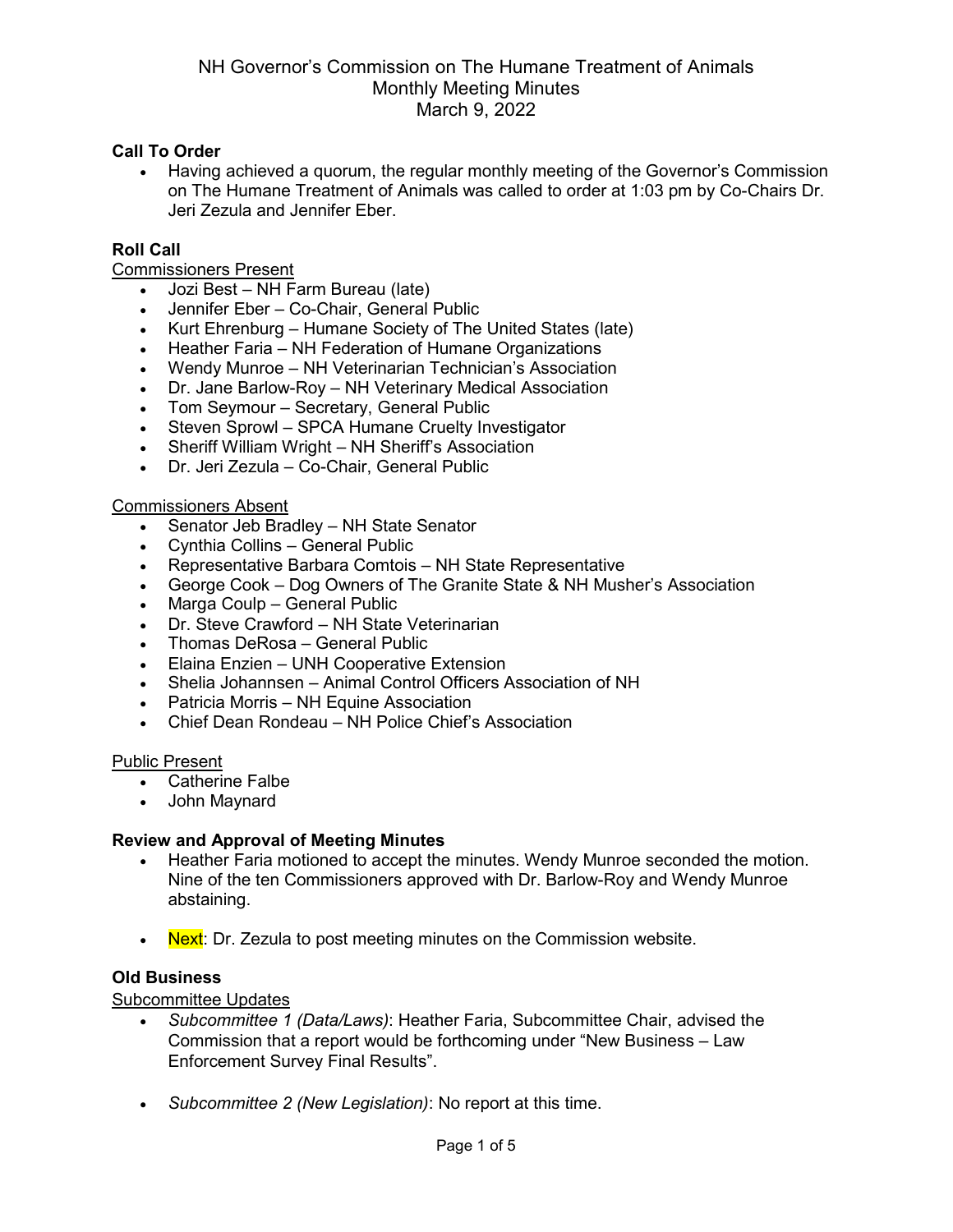# NH Governor's Commission on The Humane Treatment of Animals
## Monthly Meeting Minutes
### March 9, 2022

**Call To Order**

- Having achieved a quorum, the regular monthly meeting of the Governor's Commission on The Humane Treatment of Animals was called to order at 1:03 pm by Co-Chairs Dr. Jeri Zezula and Jennifer Eber.

**Roll Call**

<u>Commissioners Present</u>

- Jozi Best – NH Farm Bureau (late)
- Jennifer Eber – Co-Chair, General Public
- Kurt Ehrenburg – Humane Society of The United States (late)
- Heather Faria – NH Federation of Humane Organizations
- Wendy Munroe – NH Veterinarian Technician's Association
- Dr. Jane Barlow-Roy – NH Veterinary Medical Association
- Tom Seymour – Secretary, General Public
- Steven Sprowl – SPCA Humane Cruelty Investigator
- Sheriff William Wright – NH Sheriff's Association
- Dr. Jeri Zezula – Co-Chair, General Public

<u>Commissioners Absent</u>

- Senator Jeb Bradley – NH State Senator
- Cynthia Collins – General Public
- Representative Barbara Comtois – NH State Representative
- George Cook – Dog Owners of The Granite State & NH Musher's Association
- Marga Coulp – General Public
- Dr. Steve Crawford – NH State Veterinarian
- Thomas DeRosa – General Public
- Elaina Enzien – UNH Cooperative Extension
- Shelia Johannsen – Animal Control Officers Association of NH
- Patricia Morris – NH Equine Association
- Chief Dean Rondeau – NH Police Chief's Association

<u>Public Present</u>

- Catherine Falbe
- John Maynard

**Review and Approval of Meeting Minutes**

- Heather Faria motioned to accept the minutes. Wendy Munroe seconded the motion. Nine of the ten Commissioners approved with Dr. Barlow-Roy and Wendy Munroe abstaining.

- Next: Dr. Zezula to post meeting minutes on the Commission website.

**Old Business**

<u>Subcommittee Updates</u>

- *Subcommittee 1 (Data/Laws)*: Heather Faria, Subcommittee Chair, advised the Commission that a report would be forthcoming under "New Business – Law Enforcement Survey Final Results".

- *Subcommittee 2 (New Legislation)*: No report at this time.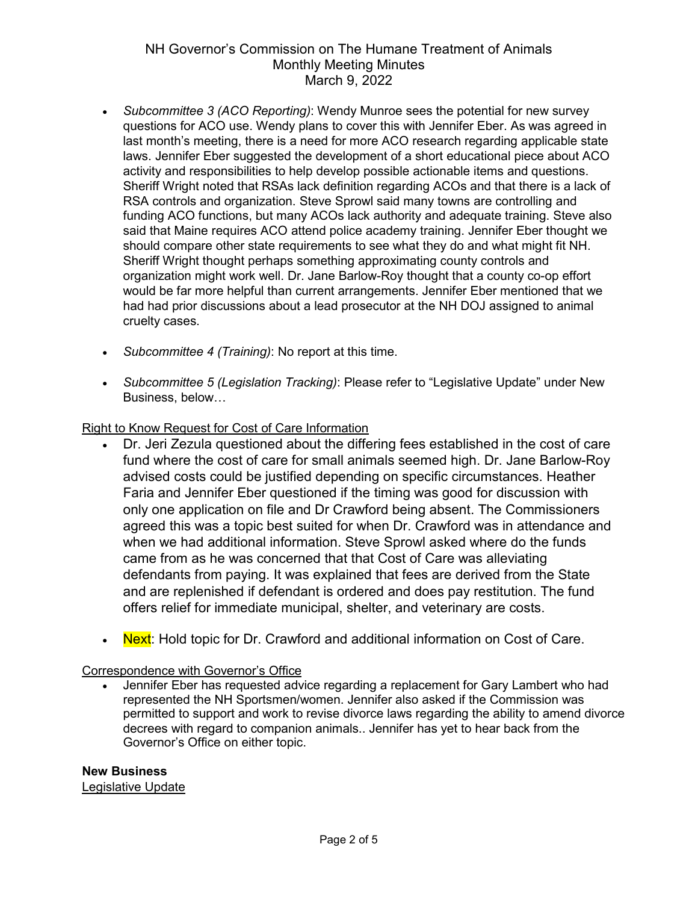- *Subcommittee 3 (ACO Reporting)*: Wendy Munroe sees the potential for new survey questions for ACO use. Wendy plans to cover this with Jennifer Eber. As was agreed in last month's meeting, there is a need for more ACO research regarding applicable state laws. Jennifer Eber suggested the development of a short educational piece about ACO activity and responsibilities to help develop possible actionable items and questions. Sheriff Wright noted that RSAs lack definition regarding ACOs and that there is a lack of RSA controls and organization. Steve Sprowl said many towns are controlling and funding ACO functions, but many ACOs lack authority and adequate training. Steve also said that Maine requires ACO attend police academy training. Jennifer Eber thought we should compare other state requirements to see what they do and what might fit NH. Sheriff Wright thought perhaps something approximating county controls and organization might work well. Dr. Jane Barlow-Roy thought that a county co-op effort would be far more helpful than current arrangements. Jennifer Eber mentioned that we had had prior discussions about a lead prosecutor at the NH DOJ assigned to animal cruelty cases.

- *Subcommittee 4 (Training)*: No report at this time.

- *Subcommittee 5 (Legislation Tracking)*: Please refer to "Legislative Update" under New Business, below…

<u>Right to Know Request for Cost of Care Information</u>

- Dr. Jeri Zezula questioned about the differing fees established in the cost of care fund where the cost of care for small animals seemed high. Dr. Jane Barlow-Roy advised costs could be justified depending on specific circumstances. Heather Faria and Jennifer Eber questioned if the timing was good for discussion with only one application on file and Dr Crawford being absent. The Commissioners agreed this was a topic best suited for when Dr. Crawford was in attendance and when we had additional information. Steve Sprowl asked where do the funds came from as he was concerned that that Cost of Care was alleviating defendants from paying. It was explained that fees are derived from the State and are replenished if defendant is ordered and does pay restitution. The fund offers relief for immediate municipal, shelter, and veterinary are costs.

- Next: Hold topic for Dr. Crawford and additional information on Cost of Care.

<u>Correspondence with Governor's Office</u>

- Jennifer Eber has requested advice regarding a replacement for Gary Lambert who had represented the NH Sportsmen/women. Jennifer also asked if the Commission was permitted to support and work to revise divorce laws regarding the ability to amend divorce decrees with regard to companion animals.. Jennifer has yet to hear back from the Governor's Office on either topic.

**New Business**

<u>Legislative Update</u>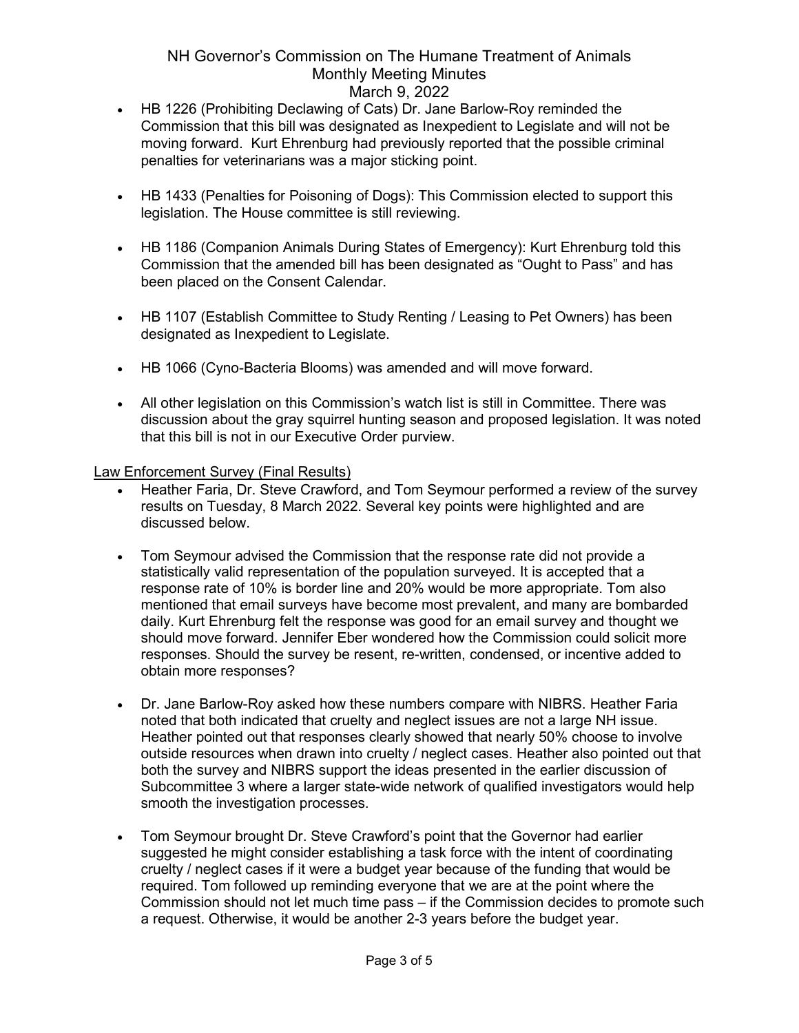- HB 1226 (Prohibiting Declawing of Cats) Dr. Jane Barlow-Roy reminded the Commission that this bill was designated as Inexpedient to Legislate and will not be moving forward. Kurt Ehrenburg had previously reported that the possible criminal penalties for veterinarians was a major sticking point.

- HB 1433 (Penalties for Poisoning of Dogs): This Commission elected to support this legislation. The House committee is still reviewing.

- HB 1186 (Companion Animals During States of Emergency): Kurt Ehrenburg told this Commission that the amended bill has been designated as "Ought to Pass" and has been placed on the Consent Calendar.

- HB 1107 (Establish Committee to Study Renting / Leasing to Pet Owners) has been designated as Inexpedient to Legislate.

- HB 1066 (Cyno-Bacteria Blooms) was amended and will move forward.

- All other legislation on this Commission's watch list is still in Committee. There was discussion about the gray squirrel hunting season and proposed legislation. It was noted that this bill is not in our Executive Order purview.

<u>Law Enforcement Survey (Final Results)</u>

- Heather Faria, Dr. Steve Crawford, and Tom Seymour performed a review of the survey results on Tuesday, 8 March 2022. Several key points were highlighted and are discussed below.

- Tom Seymour advised the Commission that the response rate did not provide a statistically valid representation of the population surveyed. It is accepted that a response rate of 10% is border line and 20% would be more appropriate. Tom also mentioned that email surveys have become most prevalent, and many are bombarded daily. Kurt Ehrenburg felt the response was good for an email survey and thought we should move forward. Jennifer Eber wondered how the Commission could solicit more responses. Should the survey be resent, re-written, condensed, or incentive added to obtain more responses?

- Dr. Jane Barlow-Roy asked how these numbers compare with NIBRS. Heather Faria noted that both indicated that cruelty and neglect issues are not a large NH issue. Heather pointed out that responses clearly showed that nearly 50% choose to involve outside resources when drawn into cruelty / neglect cases. Heather also pointed out that both the survey and NIBRS support the ideas presented in the earlier discussion of Subcommittee 3 where a larger state-wide network of qualified investigators would help smooth the investigation processes.

- Tom Seymour brought Dr. Steve Crawford's point that the Governor had earlier suggested he might consider establishing a task force with the intent of coordinating cruelty / neglect cases if it were a budget year because of the funding that would be required. Tom followed up reminding everyone that we are at the point where the Commission should not let much time pass – if the Commission decides to promote such a request. Otherwise, it would be another 2-3 years before the budget year.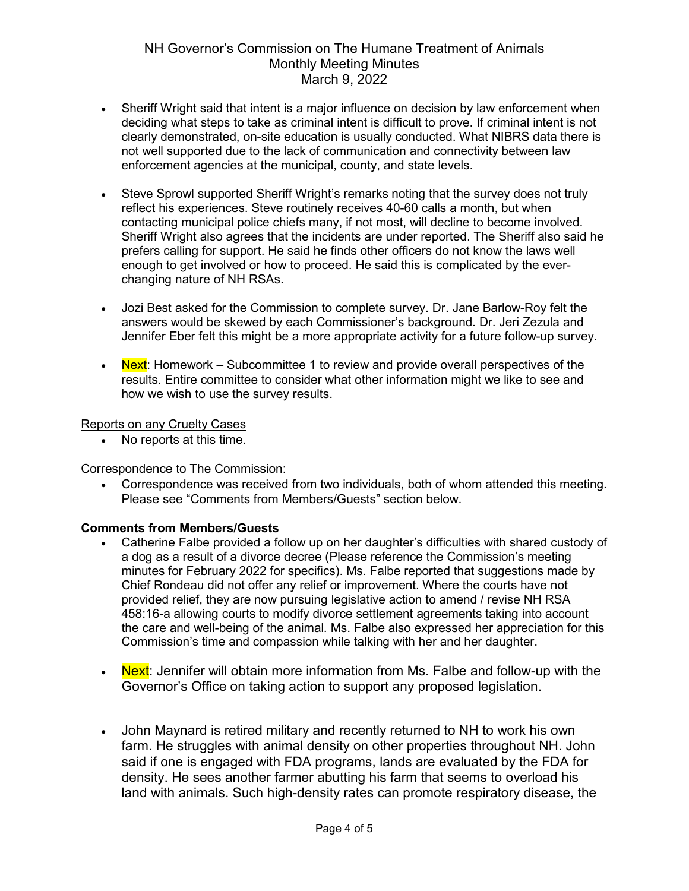- Sheriff Wright said that intent is a major influence on decision by law enforcement when deciding what steps to take as criminal intent is difficult to prove. If criminal intent is not clearly demonstrated, on-site education is usually conducted. What NIBRS data there is not well supported due to the lack of communication and connectivity between law enforcement agencies at the municipal, county, and state levels.

- Steve Sprowl supported Sheriff Wright's remarks noting that the survey does not truly reflect his experiences. Steve routinely receives 40-60 calls a month, but when contacting municipal police chiefs many, if not most, will decline to become involved. Sheriff Wright also agrees that the incidents are under reported. The Sheriff also said he prefers calling for support. He said he finds other officers do not know the laws well enough to get involved or how to proceed. He said this is complicated by the ever-changing nature of NH RSAs.

- Jozi Best asked for the Commission to complete survey. Dr. Jane Barlow-Roy felt the answers would be skewed by each Commissioner's background. Dr. Jeri Zezula and Jennifer Eber felt this might be a more appropriate activity for a future follow-up survey.

- Next: Homework – Subcommittee 1 to review and provide overall perspectives of the results. Entire committee to consider what other information might we like to see and how we wish to use the survey results.

Reports on any Cruelty Cases

- No reports at this time.

Correspondence to The Commission:

- Correspondence was received from two individuals, both of whom attended this meeting. Please see "Comments from Members/Guests" section below.

**Comments from Members/Guests**

- Catherine Falbe provided a follow up on her daughter's difficulties with shared custody of a dog as a result of a divorce decree (Please reference the Commission's meeting minutes for February 2022 for specifics). Ms. Falbe reported that suggestions made by Chief Rondeau did not offer any relief or improvement. Where the courts have not provided relief, they are now pursuing legislative action to amend / revise NH RSA 458:16-a allowing courts to modify divorce settlement agreements taking into account the care and well-being of the animal. Ms. Falbe also expressed her appreciation for this Commission's time and compassion while talking with her and her daughter.

- Next: Jennifer will obtain more information from Ms. Falbe and follow-up with the Governor's Office on taking action to support any proposed legislation.

- John Maynard is retired military and recently returned to NH to work his own farm. He struggles with animal density on other properties throughout NH. John said if one is engaged with FDA programs, lands are evaluated by the FDA for density. He sees another farmer abutting his farm that seems to overload his land with animals. Such high-density rates can promote respiratory disease, the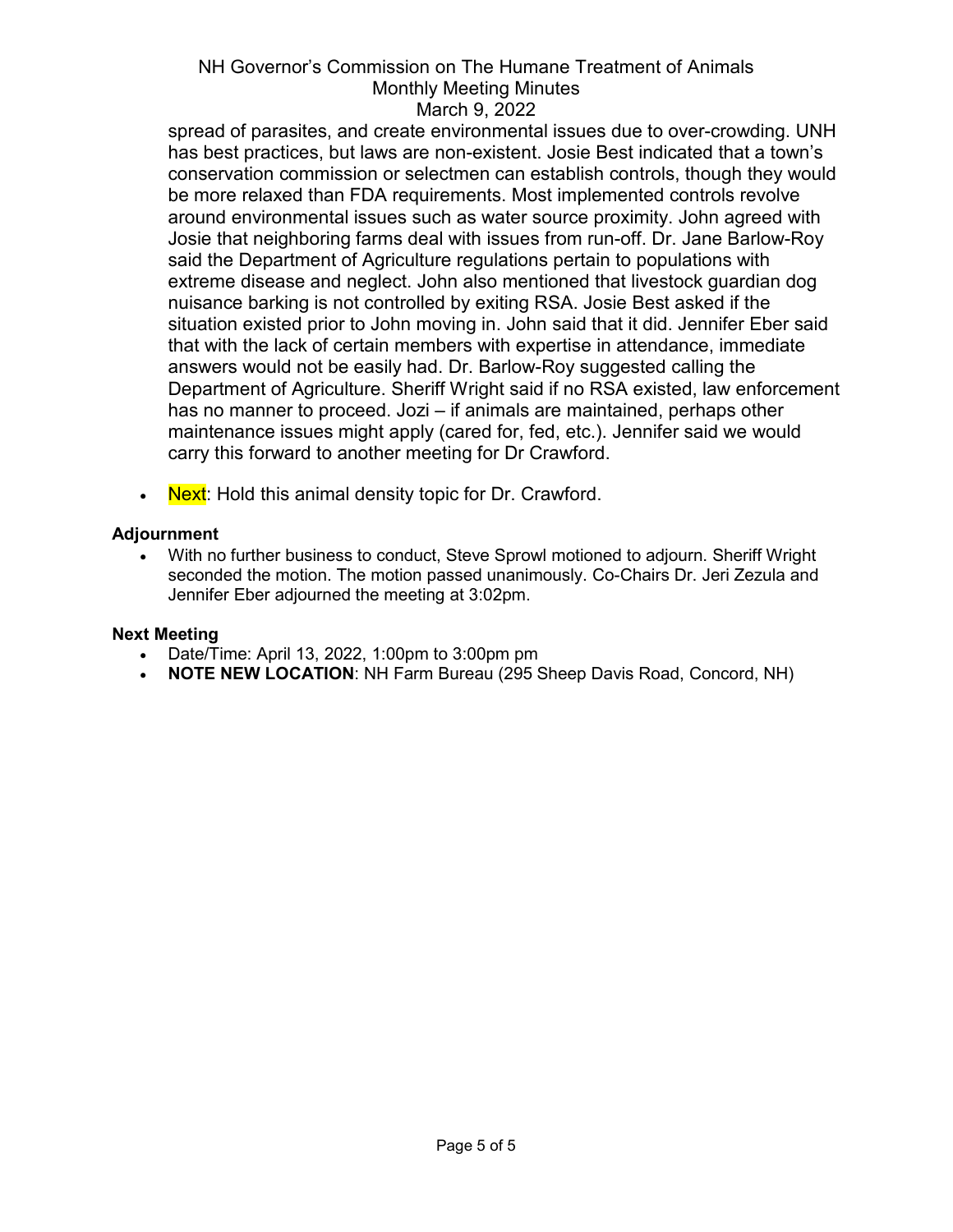spread of parasites, and create environmental issues due to over-crowding. UNH has best practices, but laws are non-existent. Josie Best indicated that a town's conservation commission or selectmen can establish controls, though they would be more relaxed than FDA requirements. Most implemented controls revolve around environmental issues such as water source proximity. John agreed with Josie that neighboring farms deal with issues from run-off. Dr. Jane Barlow-Roy said the Department of Agriculture regulations pertain to populations with extreme disease and neglect. John also mentioned that livestock guardian dog nuisance barking is not controlled by exiting RSA. Josie Best asked if the situation existed prior to John moving in. John said that it did. Jennifer Eber said that with the lack of certain members with expertise in attendance, immediate answers would not be easily had. Dr. Barlow-Roy suggested calling the Department of Agriculture. Sheriff Wright said if no RSA existed, law enforcement has no manner to proceed. Jozi – if animals are maintained, perhaps other maintenance issues might apply (cared for, fed, etc.). Jennifer said we would carry this forward to another meeting for Dr Crawford.

- Next: Hold this animal density topic for Dr. Crawford.

**Adjournment**

- With no further business to conduct, Steve Sprowl motioned to adjourn. Sheriff Wright seconded the motion. The motion passed unanimously. Co-Chairs Dr. Jeri Zezula and Jennifer Eber adjourned the meeting at 3:02pm.

**Next Meeting**

- Date/Time: April 13, 2022, 1:00pm to 3:00pm pm
- **NOTE NEW LOCATION**: NH Farm Bureau (295 Sheep Davis Road, Concord, NH)